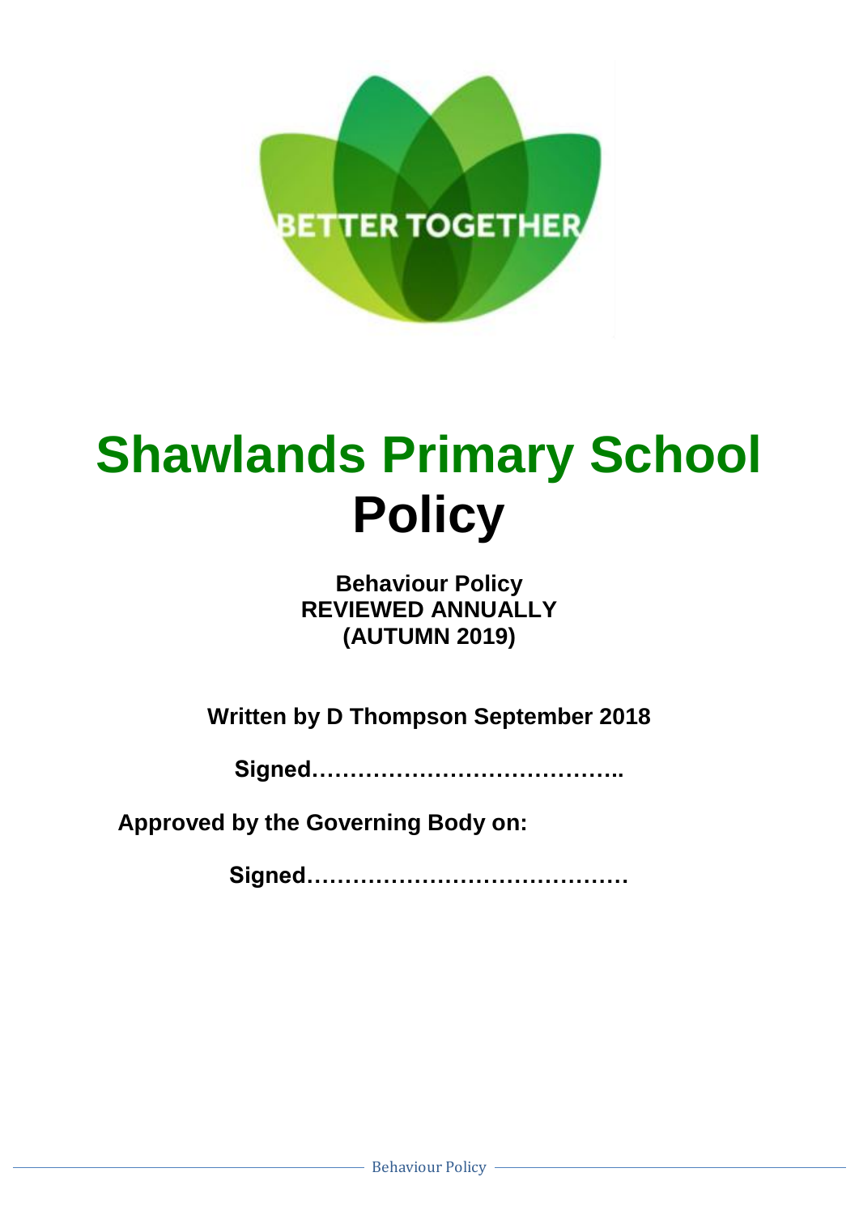BETTER TOGETHER

# Shawlands Primary School
# Policy

**Behaviour Policy**
**REVIEWED ANNUALLY**
**(AUTUMN 2019)**

**Written by D Thompson September 2018**

**Signed…………………………………..**

**Approved by the Governing Body on:**

**Signed……………………………………**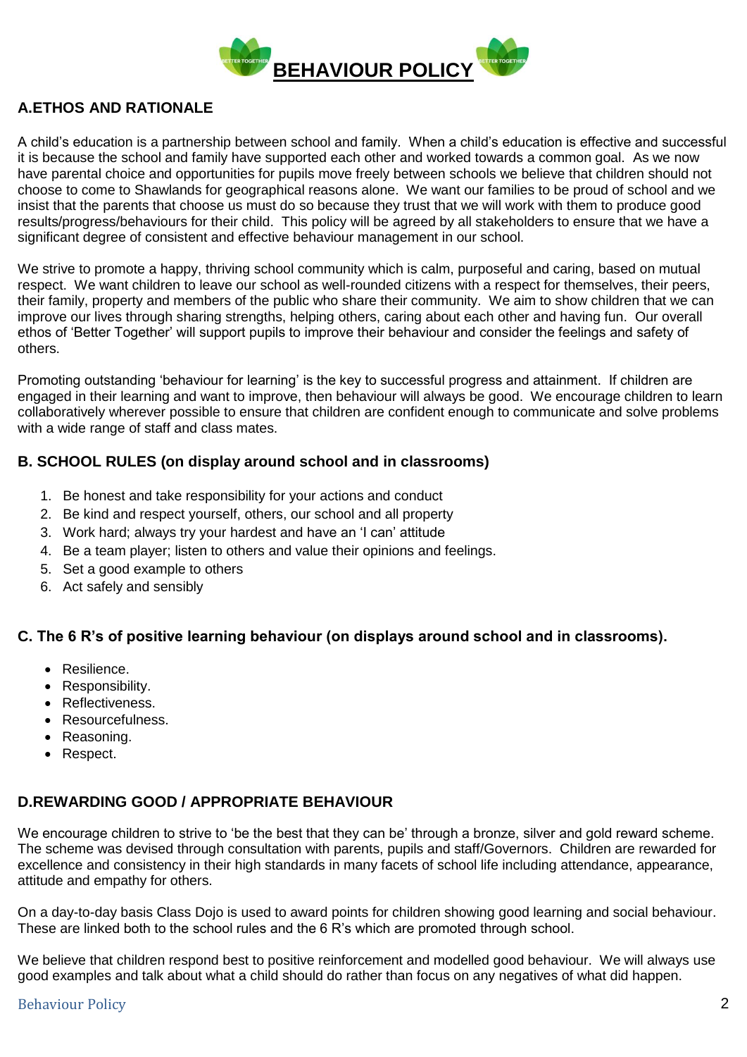# BEHAVIOUR POLICY

## A.ETHOS AND RATIONALE

A child's education is a partnership between school and family. When a child's education is effective and successful it is because the school and family have supported each other and worked towards a common goal. As we now have parental choice and opportunities for pupils move freely between schools we believe that children should not choose to come to Shawlands for geographical reasons alone. We want our families to be proud of school and we insist that the parents that choose us must do so because they trust that we will work with them to produce good results/progress/behaviours for their child. This policy will be agreed by all stakeholders to ensure that we have a significant degree of consistent and effective behaviour management in our school.

We strive to promote a happy, thriving school community which is calm, purposeful and caring, based on mutual respect. We want children to leave our school as well-rounded citizens with a respect for themselves, their peers, their family, property and members of the public who share their community. We aim to show children that we can improve our lives through sharing strengths, helping others, caring about each other and having fun. Our overall ethos of 'Better Together' will support pupils to improve their behaviour and consider the feelings and safety of others.

Promoting outstanding 'behaviour for learning' is the key to successful progress and attainment. If children are engaged in their learning and want to improve, then behaviour will always be good. We encourage children to learn collaboratively wherever possible to ensure that children are confident enough to communicate and solve problems with a wide range of staff and class mates.

## B. SCHOOL RULES (on display around school and in classrooms)

1. Be honest and take responsibility for your actions and conduct
2. Be kind and respect yourself, others, our school and all property
3. Work hard; always try your hardest and have an 'I can' attitude
4. Be a team player; listen to others and value their opinions and feelings.
5. Set a good example to others
6. Act safely and sensibly

## C. The 6 R's of positive learning behaviour (on displays around school and in classrooms).

- Resilience.
- Responsibility.
- Reflectiveness.
- Resourcefulness.
- Reasoning.
- Respect.

## D.REWARDING GOOD / APPROPRIATE BEHAVIOUR

We encourage children to strive to 'be the best that they can be' through a bronze, silver and gold reward scheme. The scheme was devised through consultation with parents, pupils and staff/Governors. Children are rewarded for excellence and consistency in their high standards in many facets of school life including attendance, appearance, attitude and empathy for others.

On a day-to-day basis Class Dojo is used to award points for children showing good learning and social behaviour. These are linked both to the school rules and the 6 R's which are promoted through school.

We believe that children respond best to positive reinforcement and modelled good behaviour. We will always use good examples and talk about what a child should do rather than focus on any negatives of what did happen.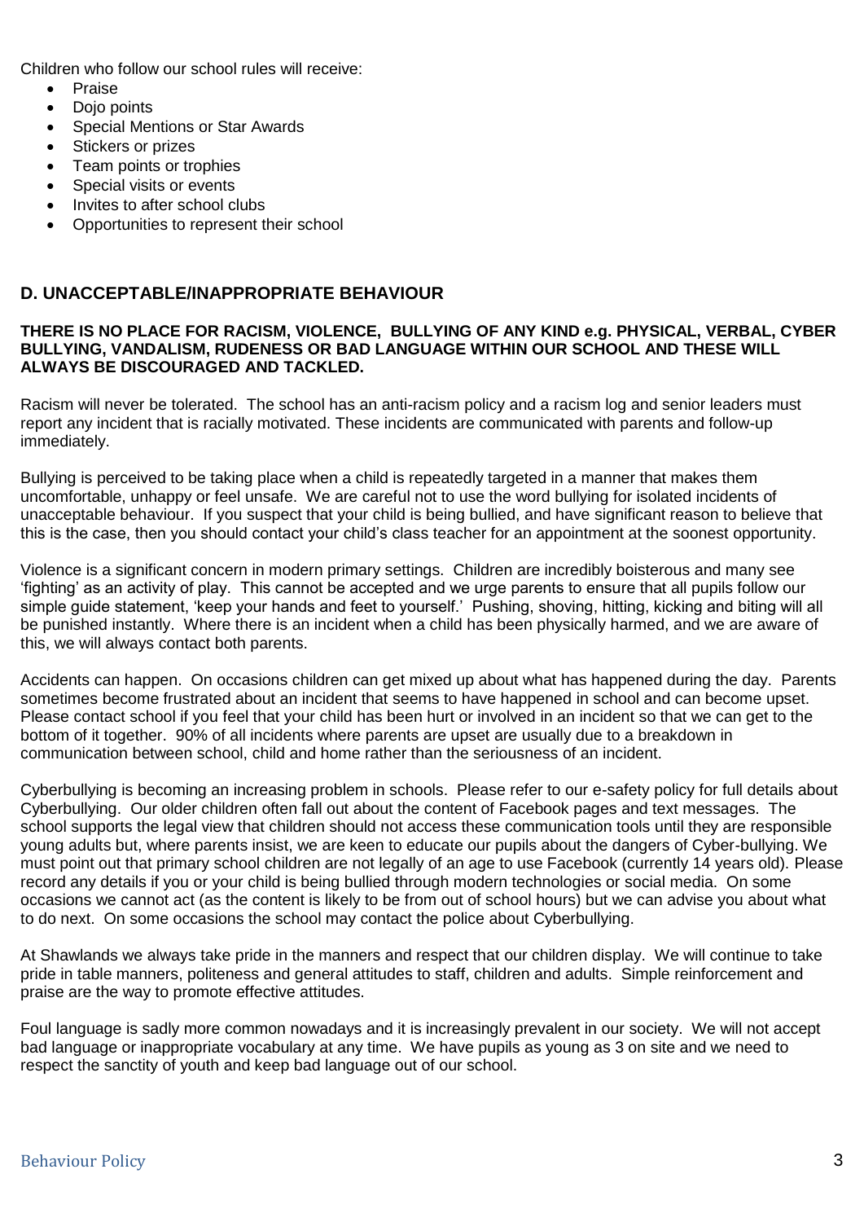Children who follow our school rules will receive:

- Praise
- Dojo points
- Special Mentions or Star Awards
- Stickers or prizes
- Team points or trophies
- Special visits or events
- Invites to after school clubs
- Opportunities to represent their school

## D. UNACCEPTABLE/INAPPROPRIATE BEHAVIOUR

**THERE IS NO PLACE FOR RACISM, VIOLENCE, BULLYING OF ANY KIND e.g. PHYSICAL, VERBAL, CYBER BULLYING, VANDALISM, RUDENESS OR BAD LANGUAGE WITHIN OUR SCHOOL AND THESE WILL ALWAYS BE DISCOURAGED AND TACKLED.**

Racism will never be tolerated. The school has an anti-racism policy and a racism log and senior leaders must report any incident that is racially motivated. These incidents are communicated with parents and follow-up immediately.

Bullying is perceived to be taking place when a child is repeatedly targeted in a manner that makes them uncomfortable, unhappy or feel unsafe. We are careful not to use the word bullying for isolated incidents of unacceptable behaviour. If you suspect that your child is being bullied, and have significant reason to believe that this is the case, then you should contact your child's class teacher for an appointment at the soonest opportunity.

Violence is a significant concern in modern primary settings. Children are incredibly boisterous and many see 'fighting' as an activity of play. This cannot be accepted and we urge parents to ensure that all pupils follow our simple guide statement, 'keep your hands and feet to yourself.' Pushing, shoving, hitting, kicking and biting will all be punished instantly. Where there is an incident when a child has been physically harmed, and we are aware of this, we will always contact both parents.

Accidents can happen. On occasions children can get mixed up about what has happened during the day. Parents sometimes become frustrated about an incident that seems to have happened in school and can become upset. Please contact school if you feel that your child has been hurt or involved in an incident so that we can get to the bottom of it together. 90% of all incidents where parents are upset are usually due to a breakdown in communication between school, child and home rather than the seriousness of an incident.

Cyberbullying is becoming an increasing problem in schools. Please refer to our e-safety policy for full details about Cyberbullying. Our older children often fall out about the content of Facebook pages and text messages. The school supports the legal view that children should not access these communication tools until they are responsible young adults but, where parents insist, we are keen to educate our pupils about the dangers of Cyber-bullying. We must point out that primary school children are not legally of an age to use Facebook (currently 14 years old). Please record any details if you or your child is being bullied through modern technologies or social media. On some occasions we cannot act (as the content is likely to be from out of school hours) but we can advise you about what to do next. On some occasions the school may contact the police about Cyberbullying.

At Shawlands we always take pride in the manners and respect that our children display. We will continue to take pride in table manners, politeness and general attitudes to staff, children and adults. Simple reinforcement and praise are the way to promote effective attitudes.

Foul language is sadly more common nowadays and it is increasingly prevalent in our society. We will not accept bad language or inappropriate vocabulary at any time. We have pupils as young as 3 on site and we need to respect the sanctity of youth and keep bad language out of our school.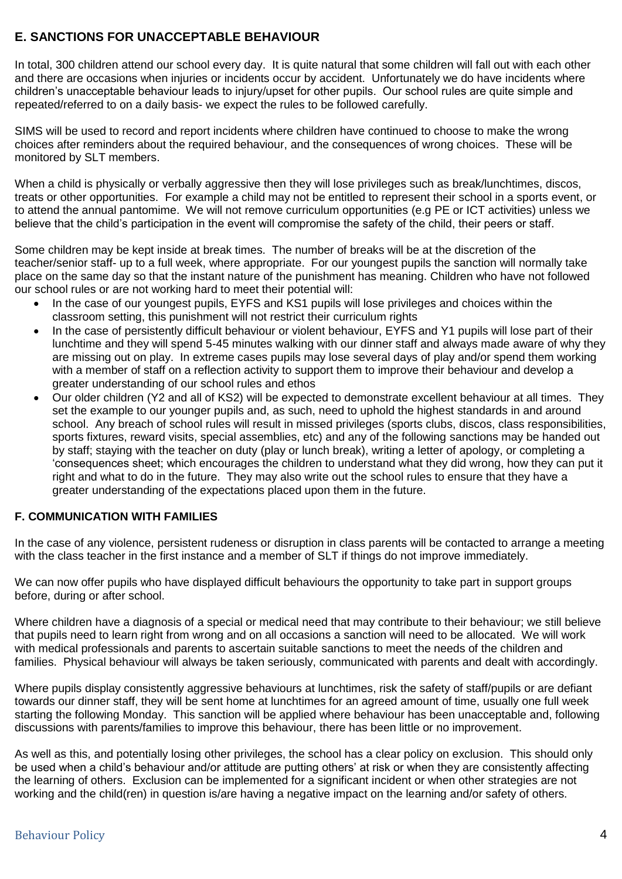## E. SANCTIONS FOR UNACCEPTABLE BEHAVIOUR

In total, 300 children attend our school every day. It is quite natural that some children will fall out with each other and there are occasions when injuries or incidents occur by accident. Unfortunately we do have incidents where children's unacceptable behaviour leads to injury/upset for other pupils. Our school rules are quite simple and repeated/referred to on a daily basis- we expect the rules to be followed carefully.

SIMS will be used to record and report incidents where children have continued to choose to make the wrong choices after reminders about the required behaviour, and the consequences of wrong choices. These will be monitored by SLT members.

When a child is physically or verbally aggressive then they will lose privileges such as break/lunchtimes, discos, treats or other opportunities. For example a child may not be entitled to represent their school in a sports event, or to attend the annual pantomime. We will not remove curriculum opportunities (e.g PE or ICT activities) unless we believe that the child's participation in the event will compromise the safety of the child, their peers or staff.

Some children may be kept inside at break times. The number of breaks will be at the discretion of the teacher/senior staff- up to a full week, where appropriate. For our youngest pupils the sanction will normally take place on the same day so that the instant nature of the punishment has meaning. Children who have not followed our school rules or are not working hard to meet their potential will:

- In the case of our youngest pupils, EYFS and KS1 pupils will lose privileges and choices within the classroom setting, this punishment will not restrict their curriculum rights
- In the case of persistently difficult behaviour or violent behaviour, EYFS and Y1 pupils will lose part of their lunchtime and they will spend 5-45 minutes walking with our dinner staff and always made aware of why they are missing out on play. In extreme cases pupils may lose several days of play and/or spend them working with a member of staff on a reflection activity to support them to improve their behaviour and develop a greater understanding of our school rules and ethos
- Our older children (Y2 and all of KS2) will be expected to demonstrate excellent behaviour at all times. They set the example to our younger pupils and, as such, need to uphold the highest standards in and around school. Any breach of school rules will result in missed privileges (sports clubs, discos, class responsibilities, sports fixtures, reward visits, special assemblies, etc) and any of the following sanctions may be handed out by staff; staying with the teacher on duty (play or lunch break), writing a letter of apology, or completing a 'consequences sheet; which encourages the children to understand what they did wrong, how they can put it right and what to do in the future. They may also write out the school rules to ensure that they have a greater understanding of the expectations placed upon them in the future.

## F. COMMUNICATION WITH FAMILIES

In the case of any violence, persistent rudeness or disruption in class parents will be contacted to arrange a meeting with the class teacher in the first instance and a member of SLT if things do not improve immediately.

We can now offer pupils who have displayed difficult behaviours the opportunity to take part in support groups before, during or after school.

Where children have a diagnosis of a special or medical need that may contribute to their behaviour; we still believe that pupils need to learn right from wrong and on all occasions a sanction will need to be allocated. We will work with medical professionals and parents to ascertain suitable sanctions to meet the needs of the children and families. Physical behaviour will always be taken seriously, communicated with parents and dealt with accordingly.

Where pupils display consistently aggressive behaviours at lunchtimes, risk the safety of staff/pupils or are defiant towards our dinner staff, they will be sent home at lunchtimes for an agreed amount of time, usually one full week starting the following Monday. This sanction will be applied where behaviour has been unacceptable and, following discussions with parents/families to improve this behaviour, there has been little or no improvement.

As well as this, and potentially losing other privileges, the school has a clear policy on exclusion. This should only be used when a child's behaviour and/or attitude are putting others' at risk or when they are consistently affecting the learning of others. Exclusion can be implemented for a significant incident or when other strategies are not working and the child(ren) in question is/are having a negative impact on the learning and/or safety of others.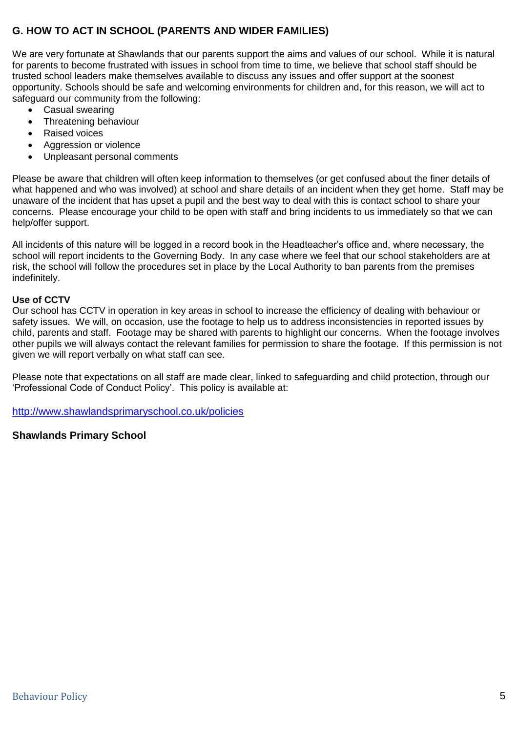## G. HOW TO ACT IN SCHOOL (PARENTS AND WIDER FAMILIES)

We are very fortunate at Shawlands that our parents support the aims and values of our school. While it is natural for parents to become frustrated with issues in school from time to time, we believe that school staff should be trusted school leaders make themselves available to discuss any issues and offer support at the soonest opportunity. Schools should be safe and welcoming environments for children and, for this reason, we will act to safeguard our community from the following:

- Casual swearing
- Threatening behaviour
- Raised voices
- Aggression or violence
- Unpleasant personal comments

Please be aware that children will often keep information to themselves (or get confused about the finer details of what happened and who was involved) at school and share details of an incident when they get home. Staff may be unaware of the incident that has upset a pupil and the best way to deal with this is contact school to share your concerns. Please encourage your child to be open with staff and bring incidents to us immediately so that we can help/offer support.

All incidents of this nature will be logged in a record book in the Headteacher's office and, where necessary, the school will report incidents to the Governing Body. In any case where we feel that our school stakeholders are at risk, the school will follow the procedures set in place by the Local Authority to ban parents from the premises indefinitely.

**Use of CCTV**

Our school has CCTV in operation in key areas in school to increase the efficiency of dealing with behaviour or safety issues. We will, on occasion, use the footage to help us to address inconsistencies in reported issues by child, parents and staff. Footage may be shared with parents to highlight our concerns. When the footage involves other pupils we will always contact the relevant families for permission to share the footage. If this permission is not given we will report verbally on what staff can see.

Please note that expectations on all staff are made clear, linked to safeguarding and child protection, through our 'Professional Code of Conduct Policy'. This policy is available at:

http://www.shawlandsprimaryschool.co.uk/policies

**Shawlands Primary School**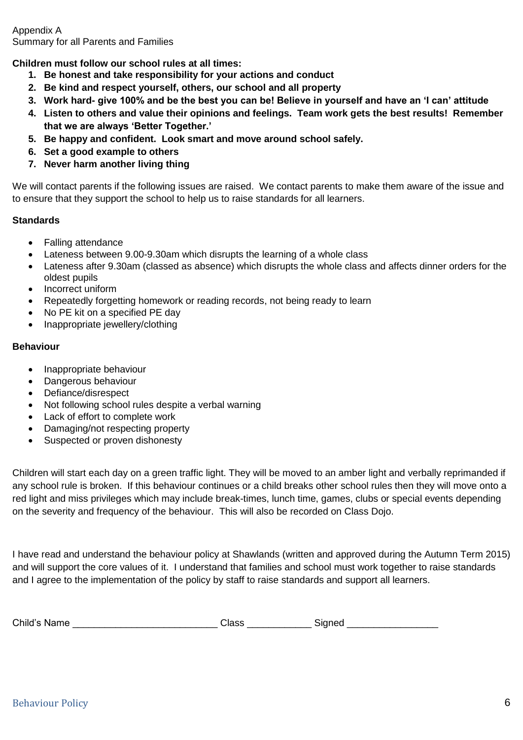Appendix A
Summary for all Parents and Families

**Children must follow our school rules at all times:**

1. **Be honest and take responsibility for your actions and conduct**
2. **Be kind and respect yourself, others, our school and all property**
3. **Work hard- give 100% and be the best you can be! Believe in yourself and have an 'I can' attitude**
4. **Listen to others and value their opinions and feelings. Team work gets the best results! Remember that we are always 'Better Together.'**
5. **Be happy and confident. Look smart and move around school safely.**
6. **Set a good example to others**
7. **Never harm another living thing**

We will contact parents if the following issues are raised. We contact parents to make them aware of the issue and to ensure that they support the school to help us to raise standards for all learners.

**Standards**

- Falling attendance
- Lateness between 9.00-9.30am which disrupts the learning of a whole class
- Lateness after 9.30am (classed as absence) which disrupts the whole class and affects dinner orders for the oldest pupils
- Incorrect uniform
- Repeatedly forgetting homework or reading records, not being ready to learn
- No PE kit on a specified PE day
- Inappropriate jewellery/clothing

**Behaviour**

- Inappropriate behaviour
- Dangerous behaviour
- Defiance/disrespect
- Not following school rules despite a verbal warning
- Lack of effort to complete work
- Damaging/not respecting property
- Suspected or proven dishonesty

Children will start each day on a green traffic light. They will be moved to an amber light and verbally reprimanded if any school rule is broken. If this behaviour continues or a child breaks other school rules then they will move onto a red light and miss privileges which may include break-times, lunch time, games, clubs or special events depending on the severity and frequency of the behaviour. This will also be recorded on Class Dojo.

I have read and understand the behaviour policy at Shawlands (written and approved during the Autumn Term 2015) and will support the core values of it. I understand that families and school must work together to raise standards and I agree to the implementation of the policy by staff to raise standards and support all learners.

Child's Name __________________________ Class ____________ Signed _________________